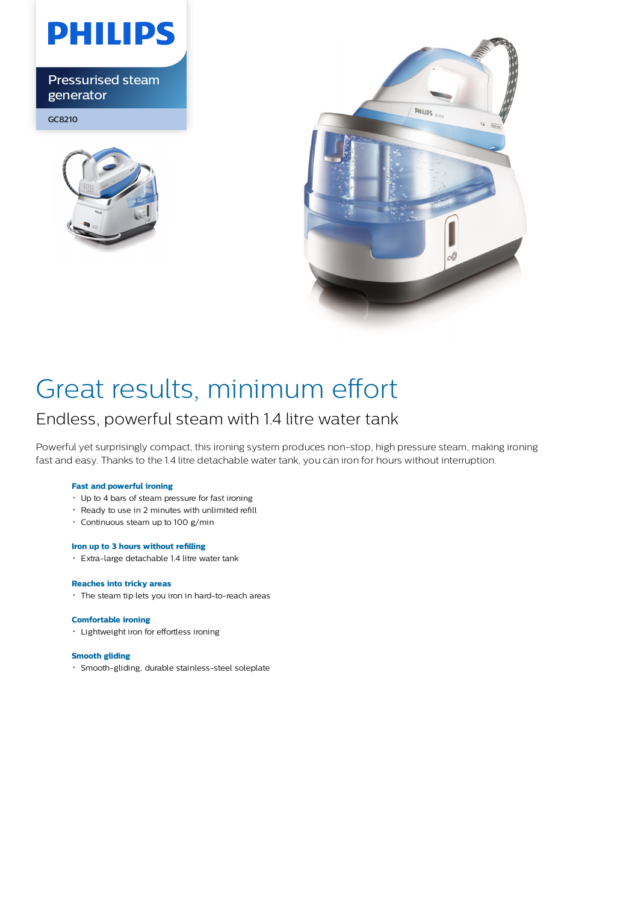PHILIPS

Pressurised steam generator

GC8210

# Great results, minimum effort

## Endless, powerful steam with 1.4 litre water tank

Powerful yet surprisingly compact, this ironing system produces non-stop, high pressure steam, making ironing fast and easy. Thanks to the 1.4 litre detachable water tank, you can iron for hours without interruption.

**Fast and powerful ironing**

- Up to 4 bars of steam pressure for fast ironing
- Ready to use in 2 minutes with unlimited refill
- Continuous steam up to 100 g/min

**Iron up to 3 hours without refilling**

- Extra-large detachable 1.4 litre water tank

**Reaches into tricky areas**

- The steam tip lets you iron in hard-to-reach areas

**Comfortable ironing**

- Lightweight iron for effortless ironing

**Smooth gliding**

- Smooth-gliding, durable stainless-steel soleplate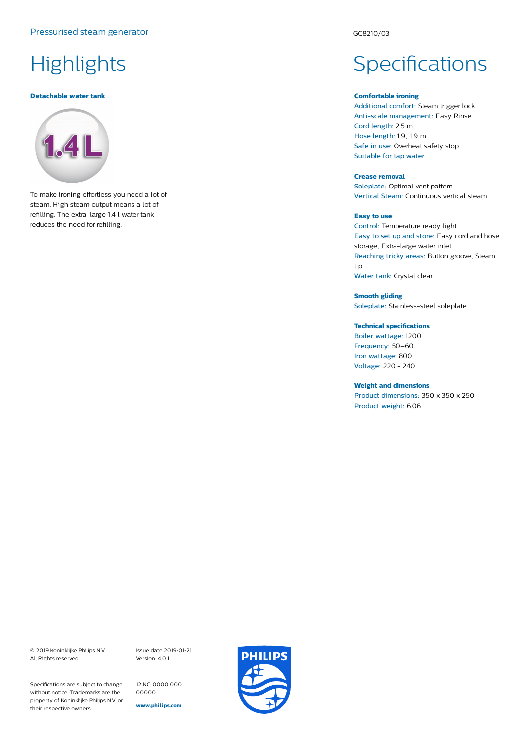Pressurised steam generator

GC8210/03

# Highlights

### Detachable water tank

To make ironing effortless you need a lot of steam. High steam output means a lot of refilling. The extra-large 1.4 l water tank reduces the need for refilling.

# Specifications

### Comfortable ironing

- Additional comfort: Steam trigger lock
- Anti-scale management: Easy Rinse
- Cord length: 2.5 m
- Hose length: 1.9, 1.9 m
- Safe in use: Overheat safety stop
- Suitable for tap water

### Crease removal

- Soleplate: Optimal vent pattern
- Vertical Steam: Continuous vertical steam

### Easy to use

- Control: Temperature ready light
- Easy to set up and store: Easy cord and hose storage, Extra-large water inlet
- Reaching tricky areas: Button groove, Steam tip
- Water tank: Crystal clear

### Smooth gliding

- Soleplate: Stainless-steel soleplate

### Technical specifications

- Boiler wattage: 1200
- Frequency: 50–60
- Iron wattage: 800
- Voltage: 220 - 240

### Weight and dimensions

- Product dimensions: 350 x 350 x 250
- Product weight: 6.06

© 2019 Koninklijke Philips N.V.
All Rights reserved.

Specifications are subject to change without notice. Trademarks are the property of Koninklijke Philips N.V. or their respective owners.

Issue date 2019-01-21
Version: 4.0.1

12 NC: 0000 000 00000

www.philips.com